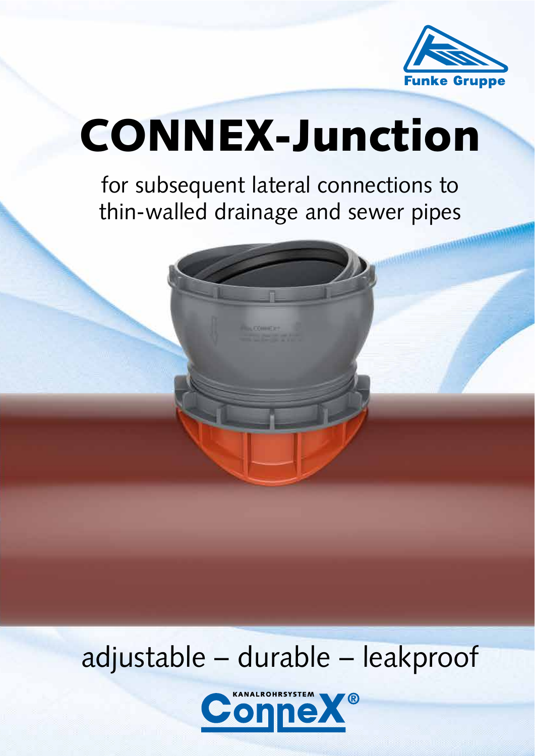Funke Gruppe

# CONNEX-Junction

for subsequent lateral connections to thin-walled drainage and sewer pipes

adjustable – durable – leakproof

KANALROHRSYSTEM ConneX®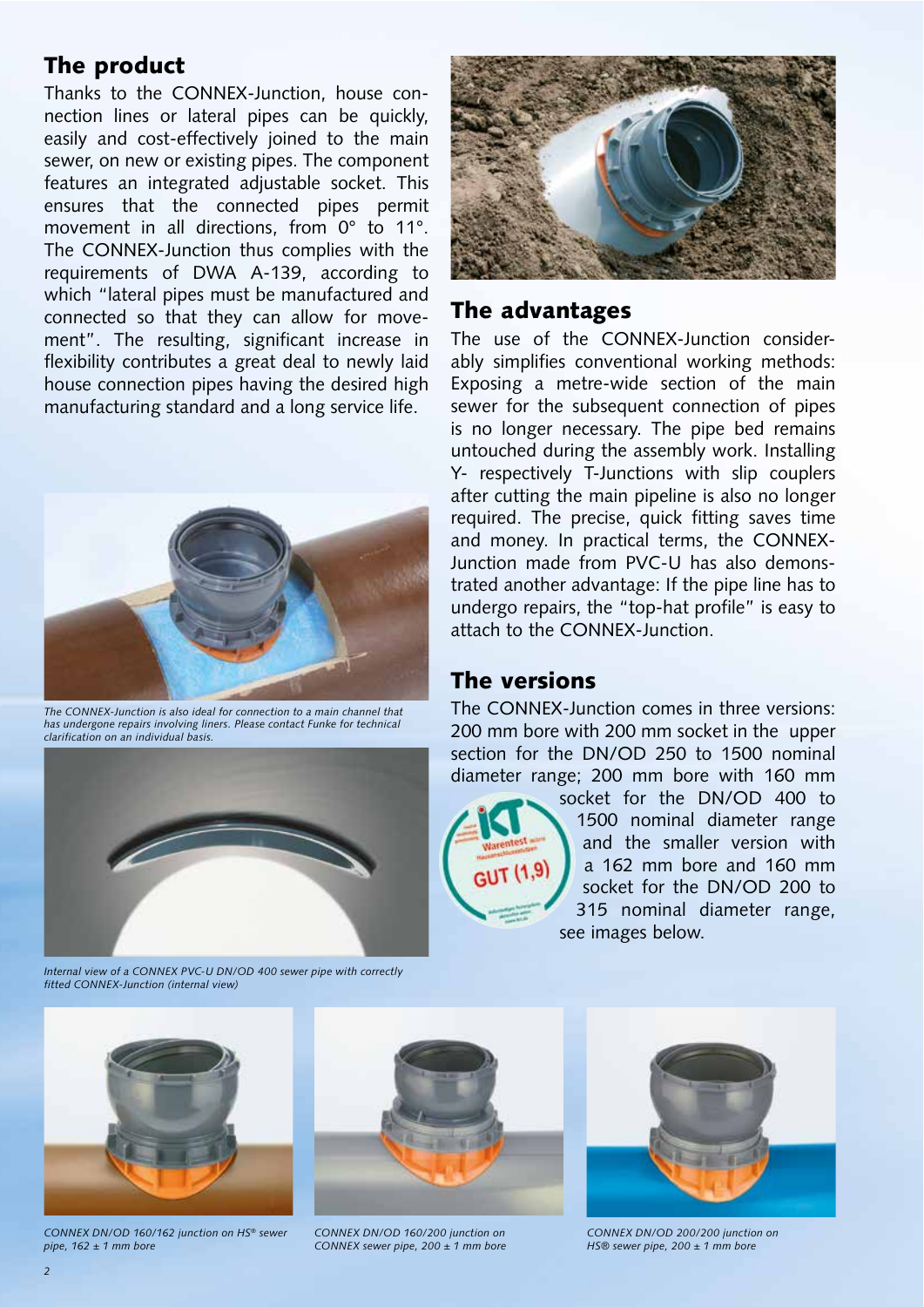## The product

Thanks to the CONNEX-Junction, house connection lines or lateral pipes can be quickly, easily and cost-effectively joined to the main sewer, on new or existing pipes. The component features an integrated adjustable socket. This ensures that the connected pipes permit movement in all directions, from 0° to 11°. The CONNEX-Junction thus complies with the requirements of DWA A-139, according to which "lateral pipes must be manufactured and connected so that they can allow for movement". The resulting, significant increase in flexibility contributes a great deal to newly laid house connection pipes having the desired high manufacturing standard and a long service life.

*The CONNEX-Junction is also ideal for connection to a main channel that has undergone repairs involving liners. Please contact Funke for technical clarification on an individual basis.*

*Internal view of a CONNEX PVC-U DN/OD 400 sewer pipe with correctly fitted CONNEX-Junction (internal view)*

## The advantages

The use of the CONNEX-Junction considerably simplifies conventional working methods: Exposing a metre-wide section of the main sewer for the subsequent connection of pipes is no longer necessary. The pipe bed remains untouched during the assembly work. Installing Y- respectively T-Junctions with slip couplers after cutting the main pipeline is also no longer required. The precise, quick fitting saves time and money. In practical terms, the CONNEX-Junction made from PVC-U has also demonstrated another advantage: If the pipe line has to undergo repairs, the "top-hat profile" is easy to attach to the CONNEX-Junction.

## The versions

The CONNEX-Junction comes in three versions: 200 mm bore with 200 mm socket in the upper section for the DN/OD 250 to 1500 nominal diameter range; 200 mm bore with 160 mm socket for the DN/OD 400 to 1500 nominal diameter range and the smaller version with a 162 mm bore and 160 mm socket for the DN/OD 200 to 315 nominal diameter range, see images below.

*CONNEX DN/OD 160/162 junction on HS® sewer pipe, 162 ± 1 mm bore*

*CONNEX DN/OD 160/200 junction on CONNEX sewer pipe, 200 ± 1 mm bore*

*CONNEX DN/OD 200/200 junction on HS® sewer pipe, 200 ± 1 mm bore*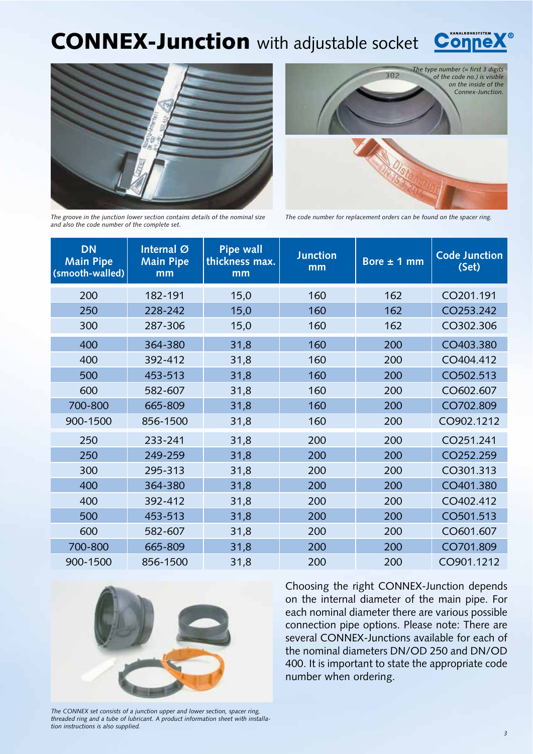# **CONNEX-Junction** with adjustable socket

*The type number (= first 3 digits of the code no.) is visible on the inside of the Connex-Junction.*

*The groove in the junction lower section contains details of the nominal size and also the code number of the complete set.*

*The code number for replacement orders can be found on the spacer ring.*

| DN Main Pipe (smooth-walled) | Internal Ø Main Pipe mm | Pipe wall thickness max. mm | Junction mm | Bore ± 1 mm | Code Junction (Set) |
|---|---|---|---|---|---|
| 200 | 182-191 | 15,0 | 160 | 162 | CO201.191 |
| 250 | 228-242 | 15,0 | 160 | 162 | CO253.242 |
| 300 | 287-306 | 15,0 | 160 | 162 | CO302.306 |
| 400 | 364-380 | 31,8 | 160 | 200 | CO403.380 |
| 400 | 392-412 | 31,8 | 160 | 200 | CO404.412 |
| 500 | 453-513 | 31,8 | 160 | 200 | CO502.513 |
| 600 | 582-607 | 31,8 | 160 | 200 | CO602.607 |
| 700-800 | 665-809 | 31,8 | 160 | 200 | CO702.809 |
| 900-1500 | 856-1500 | 31,8 | 160 | 200 | CO902.1212 |
| 250 | 233-241 | 31,8 | 200 | 200 | CO251.241 |
| 250 | 249-259 | 31,8 | 200 | 200 | CO252.259 |
| 300 | 295-313 | 31,8 | 200 | 200 | CO301.313 |
| 400 | 364-380 | 31,8 | 200 | 200 | CO401.380 |
| 400 | 392-412 | 31,8 | 200 | 200 | CO402.412 |
| 500 | 453-513 | 31,8 | 200 | 200 | CO501.513 |
| 600 | 582-607 | 31,8 | 200 | 200 | CO601.607 |
| 700-800 | 665-809 | 31,8 | 200 | 200 | CO701.809 |
| 900-1500 | 856-1500 | 31,8 | 200 | 200 | CO901.1212 |

*The CONNEX set consists of a junction upper and lower section, spacer ring, threaded ring and a tube of lubricant. A product information sheet with installation instructions is also supplied.*

Choosing the right CONNEX-Junction depends on the internal diameter of the main pipe. For each nominal diameter there are various possible connection pipe options. Please note: There are several CONNEX-Junctions available for each of the nominal diameters DN/OD 250 and DN/OD 400. It is important to state the appropriate code number when ordering.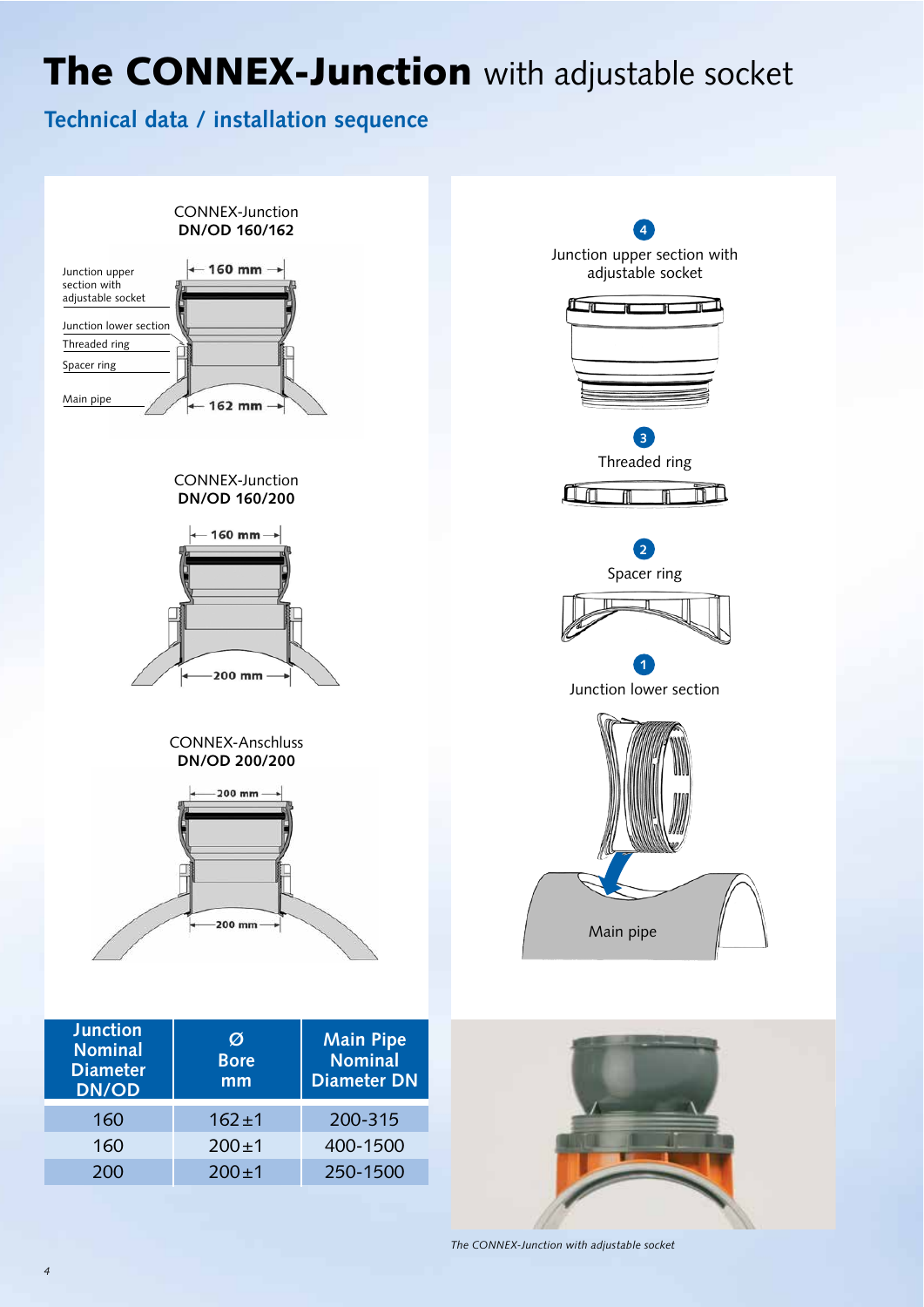# The CONNEX-Junction with adjustable socket

## Technical data / installation sequence

CONNEX-Junction
**DN/OD 160/162**

Junction upper section with adjustable socket

Junction lower section

Threaded ring

Spacer ring

Main pipe

160 mm

162 mm

CONNEX-Junction
**DN/OD 160/200**

160 mm

200 mm

CONNEX-Anschluss
**DN/OD 200/200**

200 mm

200 mm

| Junction Nominal Diameter DN/OD | Ø Bore mm | Main Pipe Nominal Diameter DN |
|---|---|---|
| 160 | 162 ± 1 | 200-315 |
| 160 | 200 ± 1 | 400-1500 |
| 200 | 200 ± 1 | 250-1500 |

4 Junction upper section with adjustable socket

3 Threaded ring

2 Spacer ring

1 Junction lower section

Main pipe

*The CONNEX-Junction with adjustable socket*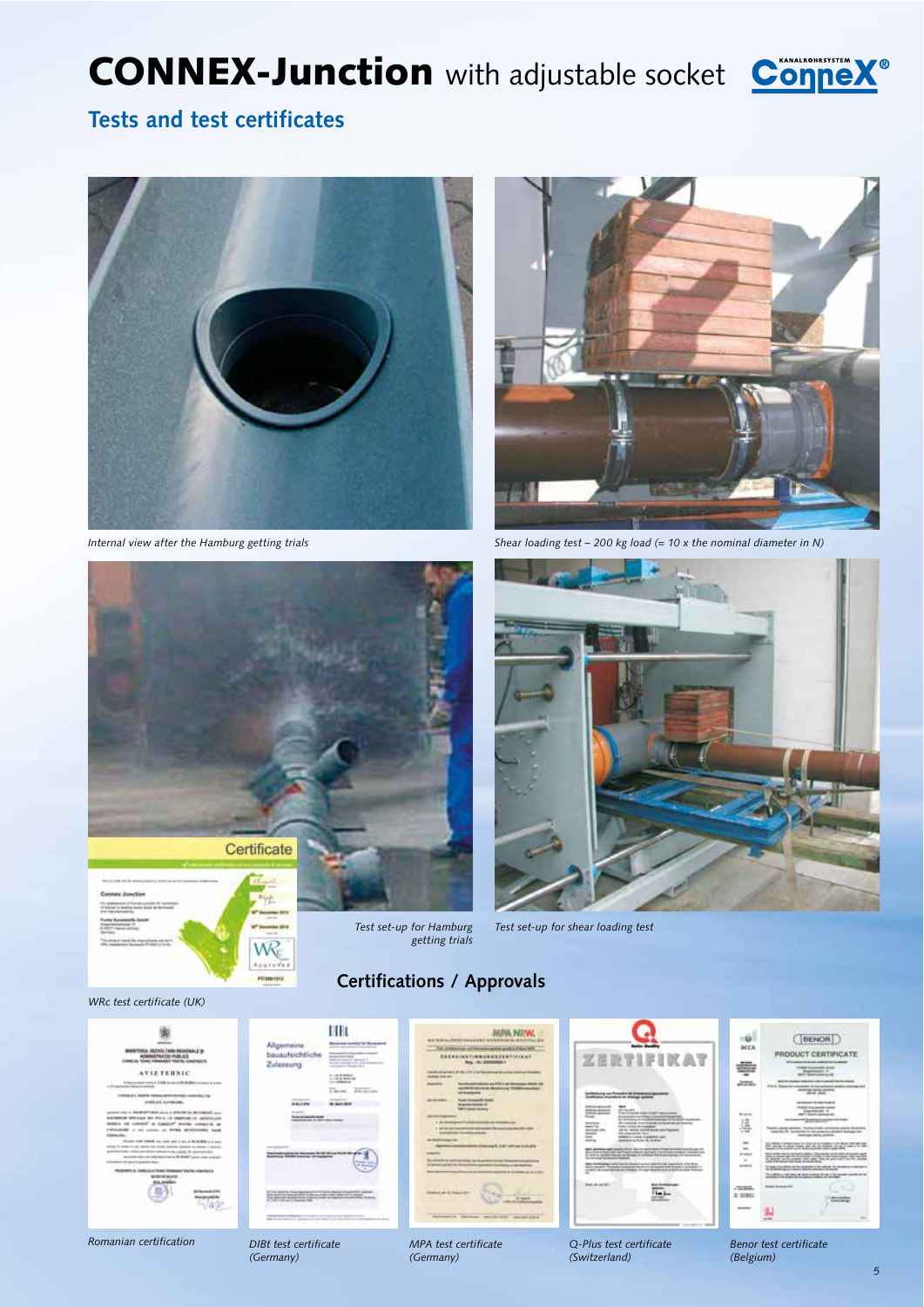# CONNEX-Junction with adjustable socket

## Tests and test certificates

*Internal view after the Hamburg getting trials*

*Shear loading test – 200 kg load (= 10 x the nominal diameter in N)*

*Test set-up for Hamburg getting trials*

*Test set-up for shear loading test*

*WRc test certificate (UK)*

## Certifications / Approvals

*Romanian certification*

*DIBt test certificate (Germany)*

*MPA test certificate (Germany)*

*Q-Plus test certificate (Switzerland)*

*Benor test certificate (Belgium)*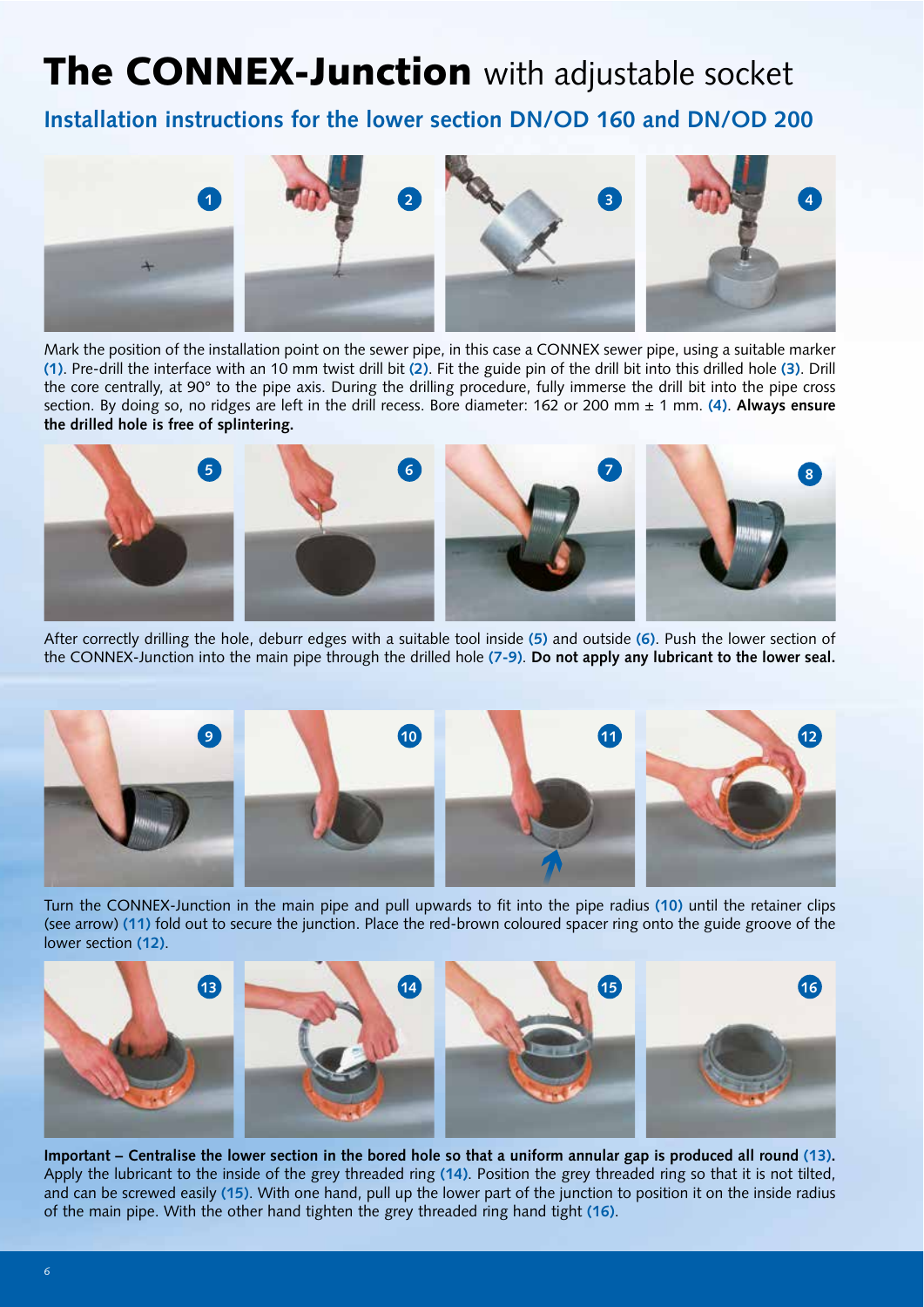# **The CONNEX-Junction** with adjustable socket

## Installation instructions for the lower section DN/OD 160 and DN/OD 200

Mark the position of the installation point on the sewer pipe, in this case a CONNEX sewer pipe, using a suitable marker **(1)**. Pre-drill the interface with an 10 mm twist drill bit **(2)**. Fit the guide pin of the drill bit into this drilled hole **(3)**. Drill the core centrally, at 90° to the pipe axis. During the drilling procedure, fully immerse the drill bit into the pipe cross section. By doing so, no ridges are left in the drill recess. Bore diameter: 162 or 200 mm ± 1 mm. **(4)**. **Always ensure the drilled hole is free of splintering.**

After correctly drilling the hole, deburr edges with a suitable tool inside **(5)** and outside **(6)**. Push the lower section of the CONNEX-Junction into the main pipe through the drilled hole **(7-9)**. **Do not apply any lubricant to the lower seal.**

Turn the CONNEX-Junction in the main pipe and pull upwards to fit into the pipe radius **(10)** until the retainer clips (see arrow) **(11)** fold out to secure the junction. Place the red-brown coloured spacer ring onto the guide groove of the lower section **(12)**.

**Important – Centralise the lower section in the bored hole so that a uniform annular gap is produced all round (13).** Apply the lubricant to the inside of the grey threaded ring **(14)**. Position the grey threaded ring so that it is not tilted, and can be screwed easily **(15)**. With one hand, pull up the lower part of the junction to position it on the inside radius of the main pipe. With the other hand tighten the grey threaded ring hand tight **(16)**.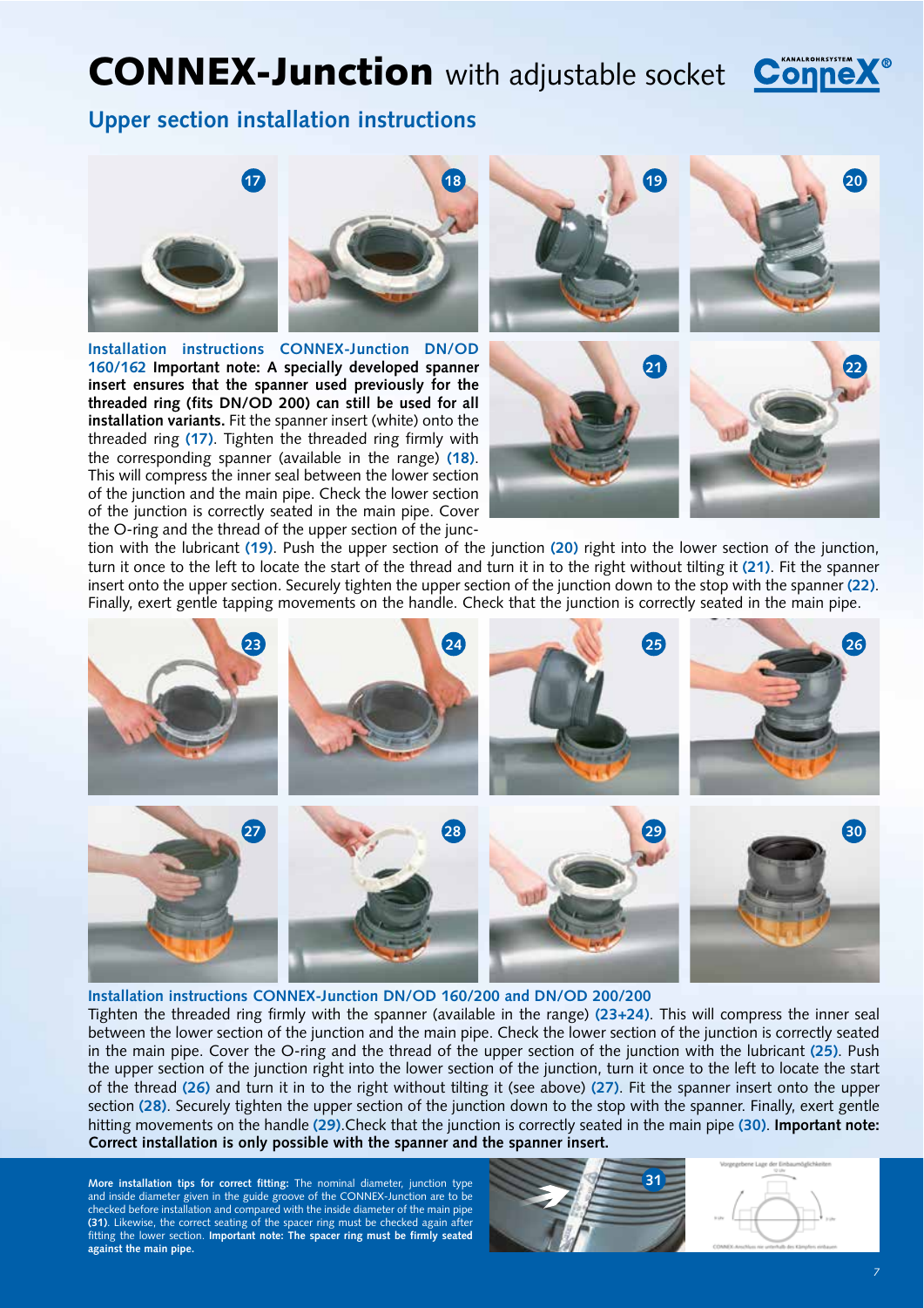# CONNEX-Junction with adjustable socket

## Upper section installation instructions

**Installation instructions CONNEX-Junction DN/OD 160/162** **Important note: A specially developed spanner insert ensures that the spanner used previously for the threaded ring (fits DN/OD 200) can still be used for all installation variants.** Fit the spanner insert (white) onto the threaded ring **(17)**. Tighten the threaded ring firmly with the corresponding spanner (available in the range) **(18)**. This will compress the inner seal between the lower section of the junction and the main pipe. Check the lower section of the junction is correctly seated in the main pipe. Cover the O-ring and the thread of the upper section of the junction with the lubricant **(19)**. Push the upper section of the junction **(20)** right into the lower section of the junction, turn it once to the left to locate the start of the thread and turn it in to the right without tilting it **(21)**. Fit the spanner insert onto the upper section. Securely tighten the upper section of the junction down to the stop with the spanner **(22)**. Finally, exert gentle tapping movements on the handle. Check that the junction is correctly seated in the main pipe.

**Installation instructions CONNEX-Junction DN/OD 160/200 and DN/OD 200/200**

Tighten the threaded ring firmly with the spanner (available in the range) **(23+24)**. This will compress the inner seal between the lower section of the junction and the main pipe. Check the lower section of the junction is correctly seated in the main pipe. Cover the O-ring and the thread of the upper section of the junction with the lubricant **(25)**. Push the upper section of the junction right into the lower section of the junction, turn it once to the left to locate the start of the thread **(26)** and turn it in to the right without tilting it (see above) **(27)**. Fit the spanner insert onto the upper section **(28)**. Securely tighten the upper section of the junction down to the stop with the spanner. Finally, exert gentle hitting movements on the handle **(29)**.Check that the junction is correctly seated in the main pipe **(30)**. **Important note: Correct installation is only possible with the spanner and the spanner insert.**

**More installation tips for correct fitting:** The nominal diameter, junction type and inside diameter given in the guide groove of the CONNEX-Junction are to be checked before installation and compared with the inside diameter of the main pipe **(31)**. Likewise, the correct seating of the spacer ring must be checked again after fitting the lower section. **Important note: The spacer ring must be firmly seated against the main pipe.**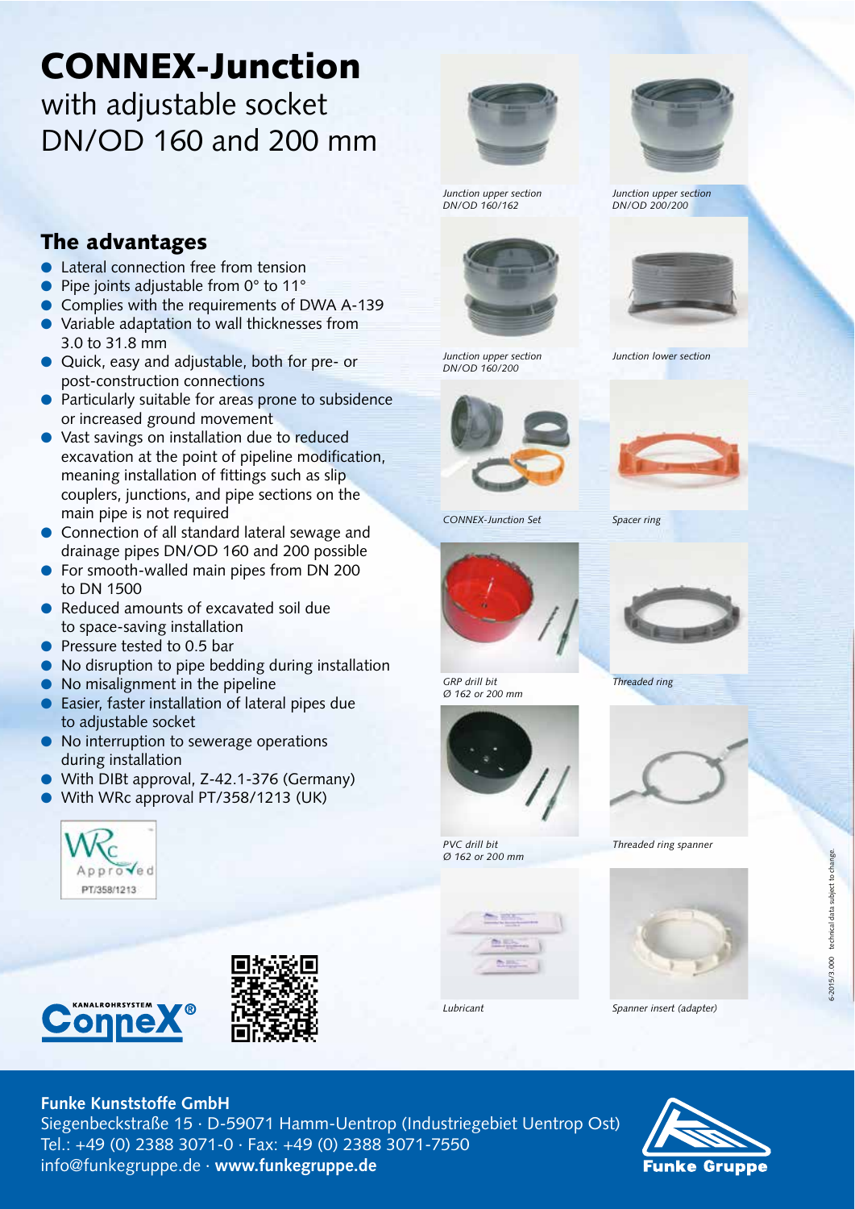# CONNEX-Junction

with adjustable socket
DN/OD 160 and 200 mm

## The advantages

- Lateral connection free from tension
- Pipe joints adjustable from 0° to 11°
- Complies with the requirements of DWA A-139
- Variable adaptation to wall thicknesses from 3.0 to 31.8 mm
- Quick, easy and adjustable, both for pre- or post-construction connections
- Particularly suitable for areas prone to subsidence or increased ground movement
- Vast savings on installation due to reduced excavation at the point of pipeline modification, meaning installation of fittings such as slip couplers, junctions, and pipe sections on the main pipe is not required
- Connection of all standard lateral sewage and drainage pipes DN/OD 160 and 200 possible
- For smooth-walled main pipes from DN 200 to DN 1500
- Reduced amounts of excavated soil due to space-saving installation
- Pressure tested to 0.5 bar
- No disruption to pipe bedding during installation
- No misalignment in the pipeline
- Easier, faster installation of lateral pipes due to adjustable socket
- No interruption to sewerage operations during installation
- With DIBt approval, Z-42.1-376 (Germany)
- With WRc approval PT/358/1213 (UK)

WRc Approved PT/358/1213

KANALROHRSYSTEM ConneX®

*Junction upper section DN/OD 160/162*

*Junction upper section DN/OD 200/200*

*Junction upper section DN/OD 160/200*

*Junction lower section*

*CONNEX-Junction Set*

*Spacer ring*

*GRP drill bit Ø 162 or 200 mm*

*Threaded ring*

*PVC drill bit Ø 162 or 200 mm*

*Threaded ring spanner*

*Lubricant*

*Spanner insert (adapter)*

6-2015/3.000 technical data subject to change.

**Funke Kunststoffe GmbH**
Siegenbeckstraße 15 · D-59071 Hamm-Uentrop (Industriegebiet Uentrop Ost)
Tel.: +49 (0) 2388 3071-0 · Fax: +49 (0) 2388 3071-7550
info@funkegruppe.de · **www.funkegruppe.de**

Funke Gruppe